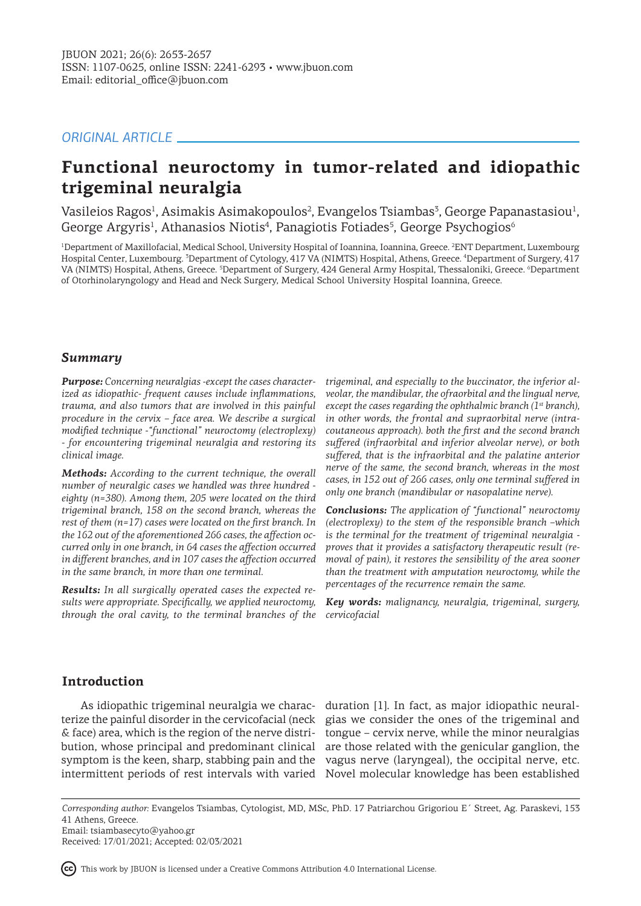*ORIGINAL ARTICLE*

# Functional neuroctomy in tumor-related and idiopathic trigeminal neuralgia

Vasileios Ragos[1], Asimakis Asimakopoulos[2], Evangelos Tsiambas[3], George Papanastasiou[1], George Argyris[1], Athanasios Niotis[4], Panagiotis Fotiades[5], George Psychogios[6]

[1]Department of Maxillofacial, Medical School, University Hospital of Ioannina, Ioannina, Greece. [2]ENT Department, Luxembourg Hospital Center, Luxembourg. [3]Department of Cytology, 417 VA (NIMTS) Hospital, Athens, Greece. [4]Department of Surgery, 417 VA (NIMTS) Hospital, Athens, Greece. [5]Department of Surgery, 424 General Army Hospital, Thessaloniki, Greece. [6]Department of Otorhinolaryngology and Head and Neck Surgery, Medical School University Hospital Ioannina, Greece.

## Summary

***Purpose:*** *Concerning neuralgias -except the cases characterized as idiopathic- frequent causes include inflammations, trauma, and also tumors that are involved in this painful procedure in the cervix – face area. We describe a surgical modified technique -"functional" neuroctomy (electroplexy) - for encountering trigeminal neuralgia and restoring its clinical image.*

***Methods:*** *According to the current technique, the overall number of neuralgic cases we handled was three hundred - eighty (n=380). Among them, 205 were located on the third trigeminal branch, 158 on the second branch, whereas the rest of them (n=17) cases were located on the first branch. In the 162 out of the aforementioned 266 cases, the affection occurred only in one branch, in 64 cases the affection occurred in different branches, and in 107 cases the affection occurred in the same branch, in more than one terminal.*

***Results:*** *In all surgically operated cases the expected results were appropriate. Specifically, we applied neuroctomy, through the oral cavity, to the terminal branches of the trigeminal, and especially to the buccinator, the inferior alveolar, the mandibular, the ofraorbital and the lingual nerve, except the cases regarding the ophthalmic branch (1st branch), in other words, the frontal and supraorbital nerve (intracoutaneous approach). both the first and the second branch suffered (infraorbital and inferior alveolar nerve), or both suffered, that is the infraorbital and the palatine anterior nerve of the same, the second branch, whereas in the most cases, in 152 out of 266 cases, only one terminal suffered in only one branch (mandibular or nasopalatine nerve).*

***Conclusions:*** *The application of "functional" neuroctomy (electroplexy) to the stem of the responsible branch –which is the terminal for the treatment of trigeminal neuralgia - proves that it provides a satisfactory therapeutic result (removal of pain), it restores the sensibility of the area sooner than the treatment with amputation neuroctomy, while the percentages of the recurrence remain the same.*

***Key words:*** *malignancy, neuralgia, trigeminal, surgery, cervicofacial*

## Introduction

As idiopathic trigeminal neuralgia we characterize the painful disorder in the cervicofacial (neck & face) area, which is the region of the nerve distribution, whose principal and predominant clinical symptom is the keen, sharp, stabbing pain and the intermittent periods of rest intervals with varied duration [1]. In fact, as major idiopathic neuralgias we consider the ones of the trigeminal and tongue – cervix nerve, while the minor neuralgias are those related with the genicular ganglion, the vagus nerve (laryngeal), the occipital nerve, etc. Novel molecular knowledge has been established

*Corresponding author:* Evangelos Tsiambas, Cytologist, MD, MSc, PhD. 17 Patriarchou Grigoriou E´ Street, Ag. Paraskevi, 153 41 Athens, Greece.
Email: tsiambasecyto@yahoo.gr
Received: 17/01/2021; Accepted: 02/03/2021

This work by JBUON is licensed under a Creative Commons Attribution 4.0 International License.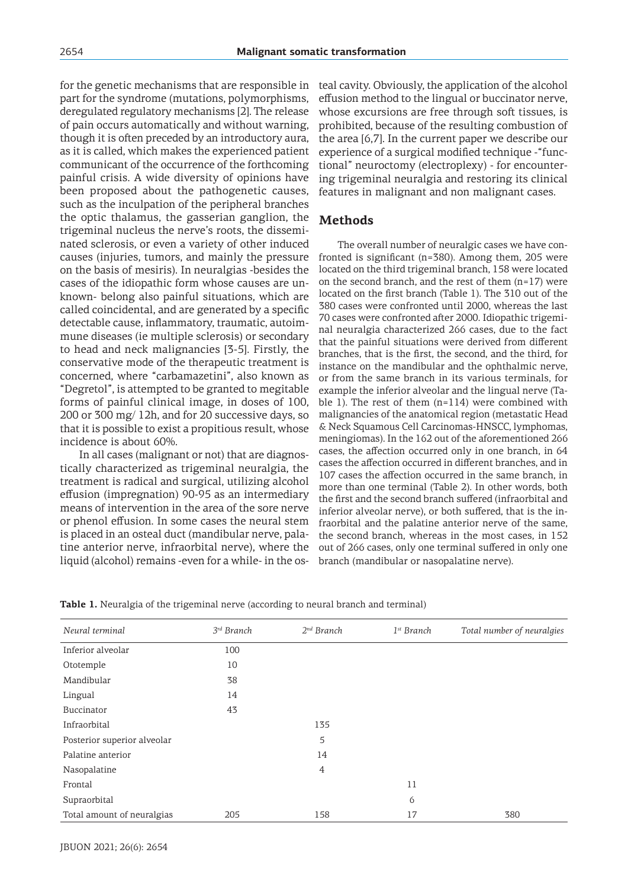for the genetic mechanisms that are responsible in part for the syndrome (mutations, polymorphisms, deregulated regulatory mechanisms [2]. The release of pain occurs automatically and without warning, though it is often preceded by an introductory aura, as it is called, which makes the experienced patient communicant of the occurrence of the forthcoming painful crisis. A wide diversity of opinions have been proposed about the pathogenetic causes, such as the inculpation of the peripheral branches the optic thalamus, the gasserian ganglion, the trigeminal nucleus the nerve's roots, the disseminated sclerosis, or even a variety of other induced causes (injuries, tumors, and mainly the pressure on the basis of mesiris). In neuralgias -besides the cases of the idiopathic form whose causes are unknown- belong also painful situations, which are called coincidental, and are generated by a specific detectable cause, inflammatory, traumatic, autoimmune diseases (ie multiple sclerosis) or secondary to head and neck malignancies [3-5]. Firstly, the conservative mode of the therapeutic treatment is concerned, where "carbamazetini", also known as "Degretol", is attempted to be granted to megitable forms of painful clinical image, in doses of 100, 200 or 300 mg/ 12h, and for 20 successive days, so that it is possible to exist a propitious result, whose incidence is about 60%.

In all cases (malignant or not) that are diagnostically characterized as trigeminal neuralgia, the treatment is radical and surgical, utilizing alcohol effusion (impregnation) 90-95 as an intermediary means of intervention in the area of the sore nerve or phenol effusion. In some cases the neural stem is placed in an osteal duct (mandibular nerve, palatine anterior nerve, infraorbital nerve), where the liquid (alcohol) remains -even for a while- in the osteal cavity. Obviously, the application of the alcohol effusion method to the lingual or buccinator nerve, whose excursions are free through soft tissues, is prohibited, because of the resulting combustion of the area [6,7]. In the current paper we describe our experience of a surgical modified technique -"functional" neuroctomy (electroplexy) - for encountering trigeminal neuralgia and restoring its clinical features in malignant and non malignant cases.

## Methods

The overall number of neuralgic cases we have confronted is significant (n=380). Among them, 205 were located on the third trigeminal branch, 158 were located on the second branch, and the rest of them (n=17) were located on the first branch (Table 1). The 310 out of the 380 cases were confronted until 2000, whereas the last 70 cases were confronted after 2000. Idiopathic trigeminal neuralgia characterized 266 cases, due to the fact that the painful situations were derived from different branches, that is the first, the second, and the third, for instance on the mandibular and the ophthalmic nerve, or from the same branch in its various terminals, for example the inferior alveolar and the lingual nerve (Table 1). The rest of them (n=114) were combined with malignancies of the anatomical region (metastatic Head & Neck Squamous Cell Carcinomas-HNSCC, lymphomas, meningiomas). In the 162 out of the aforementioned 266 cases, the affection occurred only in one branch, in 64 cases the affection occurred in different branches, and in 107 cases the affection occurred in the same branch, in more than one terminal (Table 2). In other words, both the first and the second branch suffered (infraorbital and inferior alveolar nerve), or both suffered, that is the infraorbital and the palatine anterior nerve of the same, the second branch, whereas in the most cases, in 152 out of 266 cases, only one terminal suffered in only one branch (mandibular or nasopalatine nerve).

**Table 1.** Neuralgia of the trigeminal nerve (according to neural branch and terminal)

| *Neural terminal* | *3rd Branch* | *2nd Branch* | *1st Branch* | *Total number of neuralgies* |
|---|---|---|---|---|
| Inferior alveolar | 100 | | | |
| Ototemple | 10 | | | |
| Mandibular | 38 | | | |
| Lingual | 14 | | | |
| Buccinator | 43 | | | |
| Infraorbital | | 135 | | |
| Posterior superior alveolar | | 5 | | |
| Palatine anterior | | 14 | | |
| Nasopalatine | | 4 | | |
| Frontal | | | 11 | |
| Supraorbital | | | 6 | |
| Total amount of neuralgias | 205 | 158 | 17 | 380 |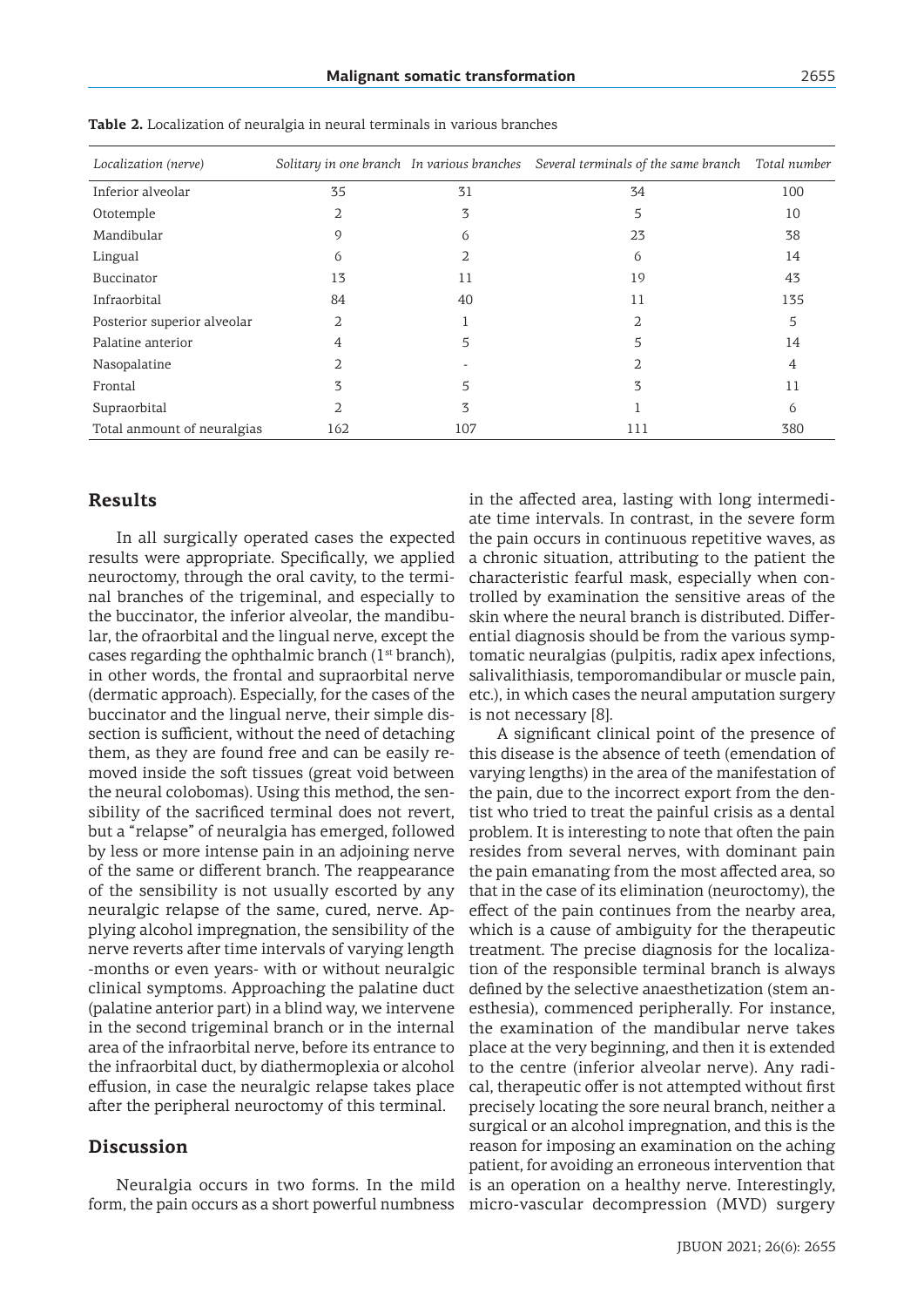**Table 2.** Localization of neuralgia in neural terminals in various branches

| *Localization (nerve)* | *Solitary in one branch* | *In various branches* | *Several terminals of the same branch* | *Total number* |
|---|---|---|---|---|
| Inferior alveolar | 35 | 31 | 34 | 100 |
| Ototemple | 2 | 3 | 5 | 10 |
| Mandibular | 9 | 6 | 23 | 38 |
| Lingual | 6 | 2 | 6 | 14 |
| Buccinator | 13 | 11 | 19 | 43 |
| Infraorbital | 84 | 40 | 11 | 135 |
| Posterior superior alveolar | 2 | 1 | 2 | 5 |
| Palatine anterior | 4 | 5 | 5 | 14 |
| Nasopalatine | 2 | - | 2 | 4 |
| Frontal | 3 | 5 | 3 | 11 |
| Supraorbital | 2 | 3 | 1 | 6 |
| Total anmount of neuralgias | 162 | 107 | 111 | 380 |

## Results

In all surgically operated cases the expected results were appropriate. Specifically, we applied neuroctomy, through the oral cavity, to the terminal branches of the trigeminal, and especially to the buccinator, the inferior alveolar, the mandibular, the ofraorbital and the lingual nerve, except the cases regarding the ophthalmic branch (1st branch), in other words, the frontal and supraorbital nerve (dermatic approach). Especially, for the cases of the buccinator and the lingual nerve, their simple dissection is sufficient, without the need of detaching them, as they are found free and can be easily removed inside the soft tissues (great void between the neural colobomas). Using this method, the sensibility of the sacrificed terminal does not revert, but a "relapse" of neuralgia has emerged, followed by less or more intense pain in an adjoining nerve of the same or different branch. The reappearance of the sensibility is not usually escorted by any neuralgic relapse of the same, cured, nerve. Applying alcohol impregnation, the sensibility of the nerve reverts after time intervals of varying length -months or even years- with or without neuralgic clinical symptoms. Approaching the palatine duct (palatine anterior part) in a blind way, we intervene in the second trigeminal branch or in the internal area of the infraorbital nerve, before its entrance to the infraorbital duct, by diathermoplexia or alcohol effusion, in case the neuralgic relapse takes place after the peripheral neuroctomy of this terminal.

## Discussion

Neuralgia occurs in two forms. In the mild form, the pain occurs as a short powerful numbness in the affected area, lasting with long intermediate time intervals. In contrast, in the severe form the pain occurs in continuous repetitive waves, as a chronic situation, attributing to the patient the characteristic fearful mask, especially when controlled by examination the sensitive areas of the skin where the neural branch is distributed. Differential diagnosis should be from the various symptomatic neuralgias (pulpitis, radix apex infections, salivalithiasis, temporomandibular or muscle pain, etc.), in which cases the neural amputation surgery is not necessary [8].

A significant clinical point of the presence of this disease is the absence of teeth (emendation of varying lengths) in the area of the manifestation of the pain, due to the incorrect export from the dentist who tried to treat the painful crisis as a dental problem. It is interesting to note that often the pain resides from several nerves, with dominant pain the pain emanating from the most affected area, so that in the case of its elimination (neuroctomy), the effect of the pain continues from the nearby area, which is a cause of ambiguity for the therapeutic treatment. The precise diagnosis for the localization of the responsible terminal branch is always defined by the selective anaesthetization (stem anesthesia), commenced peripherally. For instance, the examination of the mandibular nerve takes place at the very beginning, and then it is extended to the centre (inferior alveolar nerve). Any radical, therapeutic offer is not attempted without first precisely locating the sore neural branch, neither a surgical or an alcohol impregnation, and this is the reason for imposing an examination on the aching patient, for avoiding an erroneous intervention that is an operation on a healthy nerve. Interestingly, micro-vascular decompression (MVD) surgery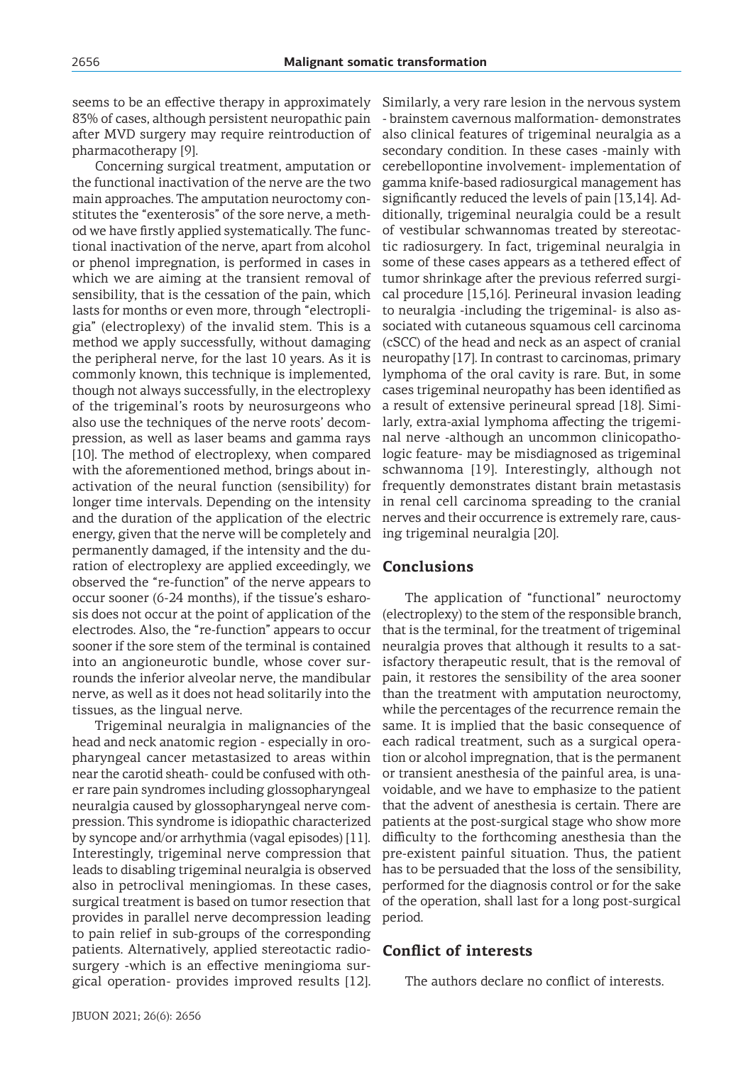seems to be an effective therapy in approximately 83% of cases, although persistent neuropathic pain after MVD surgery may require reintroduction of pharmacotherapy [9].

Concerning surgical treatment, amputation or the functional inactivation of the nerve are the two main approaches. The amputation neuroctomy constitutes the "exenterosis" of the sore nerve, a method we have firstly applied systematically. The functional inactivation of the nerve, apart from alcohol or phenol impregnation, is performed in cases in which we are aiming at the transient removal of sensibility, that is the cessation of the pain, which lasts for months or even more, through "electropligia" (electroplexy) of the invalid stem. This is a method we apply successfully, without damaging the peripheral nerve, for the last 10 years. As it is commonly known, this technique is implemented, though not always successfully, in the electroplexy of the trigeminal's roots by neurosurgeons who also use the techniques of the nerve roots' decompression, as well as laser beams and gamma rays [10]. The method of electroplexy, when compared with the aforementioned method, brings about inactivation of the neural function (sensibility) for longer time intervals. Depending on the intensity and the duration of the application of the electric energy, given that the nerve will be completely and permanently damaged, if the intensity and the duration of electroplexy are applied exceedingly, we observed the "re-function" of the nerve appears to occur sooner (6-24 months), if the tissue's esharosis does not occur at the point of application of the electrodes. Also, the "re-function" appears to occur sooner if the sore stem of the terminal is contained into an angioneurotic bundle, whose cover surrounds the inferior alveolar nerve, the mandibular nerve, as well as it does not head solitarily into the tissues, as the lingual nerve.

Trigeminal neuralgia in malignancies of the head and neck anatomic region - especially in oropharyngeal cancer metastasized to areas within near the carotid sheath- could be confused with other rare pain syndromes including glossopharyngeal neuralgia caused by glossopharyngeal nerve compression. This syndrome is idiopathic characterized by syncope and/or arrhythmia (vagal episodes) [11]. Interestingly, trigeminal nerve compression that leads to disabling trigeminal neuralgia is observed also in petroclival meningiomas. In these cases, surgical treatment is based on tumor resection that provides in parallel nerve decompression leading to pain relief in sub-groups of the corresponding patients. Alternatively, applied stereotactic radiosurgery -which is an effective meningioma surgical operation- provides improved results [12]. Similarly, a very rare lesion in the nervous system - brainstem cavernous malformation- demonstrates also clinical features of trigeminal neuralgia as a secondary condition. In these cases -mainly with cerebellopontine involvement- implementation of gamma knife-based radiosurgical management has significantly reduced the levels of pain [13,14]. Additionally, trigeminal neuralgia could be a result of vestibular schwannomas treated by stereotactic radiosurgery. In fact, trigeminal neuralgia in some of these cases appears as a tethered effect of tumor shrinkage after the previous referred surgical procedure [15,16]. Perineural invasion leading to neuralgia -including the trigeminal- is also associated with cutaneous squamous cell carcinoma (cSCC) of the head and neck as an aspect of cranial neuropathy [17]. In contrast to carcinomas, primary lymphoma of the oral cavity is rare. But, in some cases trigeminal neuropathy has been identified as a result of extensive perineural spread [18]. Similarly, extra-axial lymphoma affecting the trigeminal nerve -although an uncommon clinicopathologic feature- may be misdiagnosed as trigeminal schwannoma [19]. Interestingly, although not frequently demonstrates distant brain metastasis in renal cell carcinoma spreading to the cranial nerves and their occurrence is extremely rare, causing trigeminal neuralgia [20].

## Conclusions

The application of "functional" neuroctomy (electroplexy) to the stem of the responsible branch, that is the terminal, for the treatment of trigeminal neuralgia proves that although it results to a satisfactory therapeutic result, that is the removal of pain, it restores the sensibility of the area sooner than the treatment with amputation neuroctomy, while the percentages of the recurrence remain the same. It is implied that the basic consequence of each radical treatment, such as a surgical operation or alcohol impregnation, that is the permanent or transient anesthesia of the painful area, is unavoidable, and we have to emphasize to the patient that the advent of anesthesia is certain. There are patients at the post-surgical stage who show more difficulty to the forthcoming anesthesia than the pre-existent painful situation. Thus, the patient has to be persuaded that the loss of the sensibility, performed for the diagnosis control or for the sake of the operation, shall last for a long post-surgical period.

## Conflict of interests

The authors declare no conflict of interests.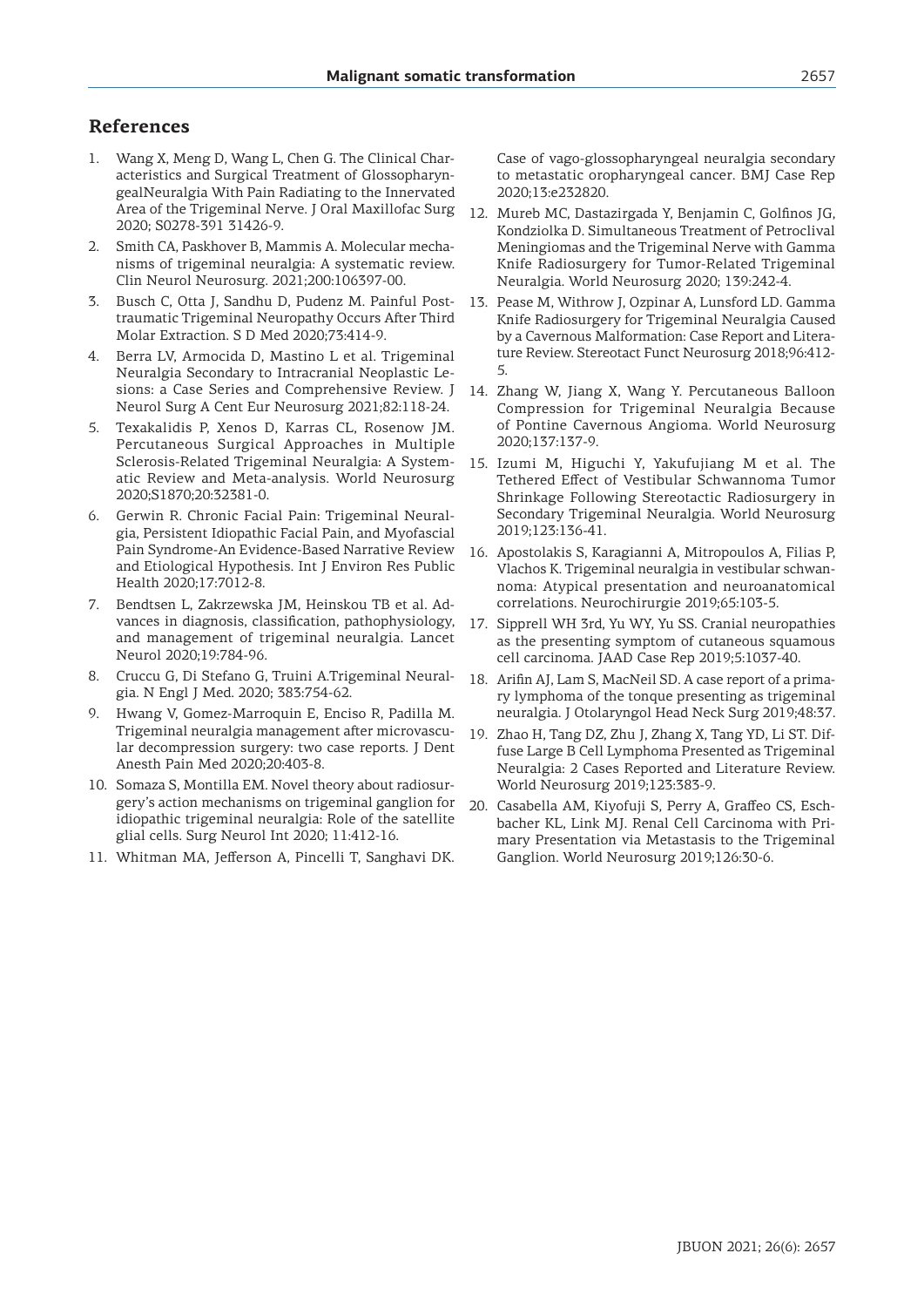## References

1. Wang X, Meng D, Wang L, Chen G. The Clinical Characteristics and Surgical Treatment of GlossopharyngealNeuralgia With Pain Radiating to the Innervated Area of the Trigeminal Nerve. J Oral Maxillofac Surg 2020; S0278-391 31426-9.
2. Smith CA, Paskhover B, Mammis A. Molecular mechanisms of trigeminal neuralgia: A systematic review. Clin Neurol Neurosurg. 2021;200:106397-00.
3. Busch C, Otta J, Sandhu D, Pudenz M. Painful Posttraumatic Trigeminal Neuropathy Occurs After Third Molar Extraction. S D Med 2020;73:414-9.
4. Berra LV, Armocida D, Mastino L et al. Trigeminal Neuralgia Secondary to Intracranial Neoplastic Lesions: a Case Series and Comprehensive Review. J Neurol Surg A Cent Eur Neurosurg 2021;82:118-24.
5. Texakalidis P, Xenos D, Karras CL, Rosenow JM. Percutaneous Surgical Approaches in Multiple Sclerosis-Related Trigeminal Neuralgia: A Systematic Review and Meta-analysis. World Neurosurg 2020;S1870;20:32381-0.
6. Gerwin R. Chronic Facial Pain: Trigeminal Neuralgia, Persistent Idiopathic Facial Pain, and Myofascial Pain Syndrome-An Evidence-Based Narrative Review and Etiological Hypothesis. Int J Environ Res Public Health 2020;17:7012-8.
7. Bendtsen L, Zakrzewska JM, Heinskou TB et al. Advances in diagnosis, classification, pathophysiology, and management of trigeminal neuralgia. Lancet Neurol 2020;19:784-96.
8. Cruccu G, Di Stefano G, Truini A.Trigeminal Neuralgia. N Engl J Med. 2020; 383:754-62.
9. Hwang V, Gomez-Marroquin E, Enciso R, Padilla M. Trigeminal neuralgia management after microvascular decompression surgery: two case reports. J Dent Anesth Pain Med 2020;20:403-8.
10. Somaza S, Montilla EM. Novel theory about radiosurgery's action mechanisms on trigeminal ganglion for idiopathic trigeminal neuralgia: Role of the satellite glial cells. Surg Neurol Int 2020; 11:412-16.
11. Whitman MA, Jefferson A, Pincelli T, Sanghavi DK. Case of vago-glossopharyngeal neuralgia secondary to metastatic oropharyngeal cancer. BMJ Case Rep 2020;13:e232820.
12. Mureb MC, Dastazirgada Y, Benjamin C, Golfinos JG, Kondziolka D. Simultaneous Treatment of Petroclival Meningiomas and the Trigeminal Nerve with Gamma Knife Radiosurgery for Tumor-Related Trigeminal Neuralgia. World Neurosurg 2020; 139:242-4.
13. Pease M, Withrow J, Ozpinar A, Lunsford LD. Gamma Knife Radiosurgery for Trigeminal Neuralgia Caused by a Cavernous Malformation: Case Report and Literature Review. Stereotact Funct Neurosurg 2018;96:412-5.
14. Zhang W, Jiang X, Wang Y. Percutaneous Balloon Compression for Trigeminal Neuralgia Because of Pontine Cavernous Angioma. World Neurosurg 2020;137:137-9.
15. Izumi M, Higuchi Y, Yakufujiang M et al. The Tethered Effect of Vestibular Schwannoma Tumor Shrinkage Following Stereotactic Radiosurgery in Secondary Trigeminal Neuralgia. World Neurosurg 2019;123:136-41.
16. Apostolakis S, Karagianni A, Mitropoulos A, Filias P, Vlachos K. Trigeminal neuralgia in vestibular schwannoma: Atypical presentation and neuroanatomical correlations. Neurochirurgie 2019;65:103-5.
17. Sipprell WH 3rd, Yu WY, Yu SS. Cranial neuropathies as the presenting symptom of cutaneous squamous cell carcinoma. JAAD Case Rep 2019;5:1037-40.
18. Arifin AJ, Lam S, MacNeil SD. A case report of a primary lymphoma of the tonque presenting as trigeminal neuralgia. J Otolaryngol Head Neck Surg 2019;48:37.
19. Zhao H, Tang DZ, Zhu J, Zhang X, Tang YD, Li ST. Diffuse Large B Cell Lymphoma Presented as Trigeminal Neuralgia: 2 Cases Reported and Literature Review. World Neurosurg 2019;123:383-9.
20. Casabella AM, Kiyofuji S, Perry A, Graffeo CS, Eschbacher KL, Link MJ. Renal Cell Carcinoma with Primary Presentation via Metastasis to the Trigeminal Ganglion. World Neurosurg 2019;126:30-6.